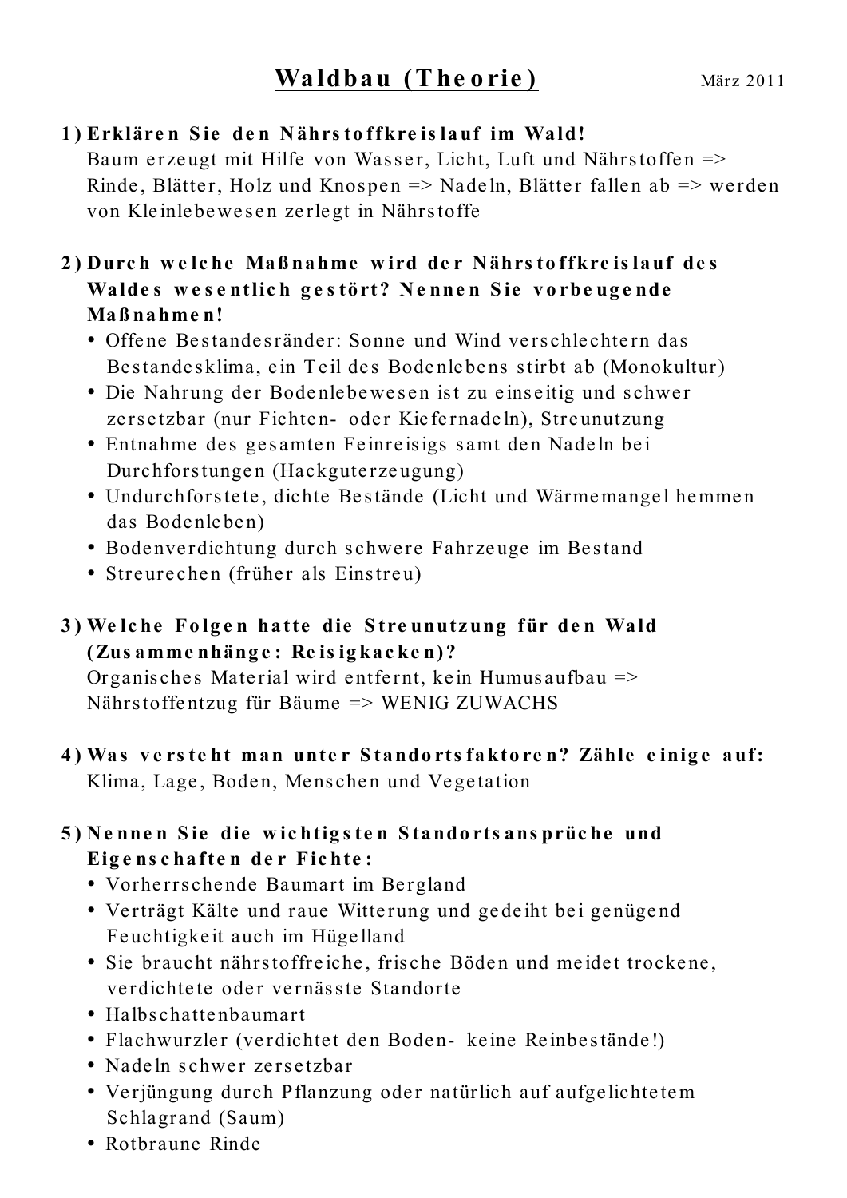# Waldbau (Theorie)

März 2011

**1) Erklären Sie den Nährstoffkreislauf im Wald!**

Baum erzeugt mit Hilfe von Wasser, Licht, Luft und Nährstoffen => Rinde, Blätter, Holz und Knospen => Nadeln, Blätter fallen ab => werden von Kleinlebewesen zerlegt in Nährstoffe

**2) Durch welche Maßnahme wird der Nährstoffkreislauf des Waldes wesentlich gestört? Nennen Sie vorbeugende Maßnahmen!**

- Offene Bestandesränder: Sonne und Wind verschlechtern das Bestandesklima, ein Teil des Bodenlebens stirbt ab (Monokultur)
- Die Nahrung der Bodenlebewesen ist zu einseitig und schwer zersetzbar (nur Fichten- oder Kiefernadeln), Streunutzung
- Entnahme des gesamten Feinreisigs samt den Nadeln bei Durchforstungen (Hackguterzeugung)
- Undurchforstete, dichte Bestände (Licht und Wärmemangel hemmen das Bodenleben)
- Bodenverdichtung durch schwere Fahrzeuge im Bestand
- Streurechen (früher als Einstreu)

**3) Welche Folgen hatte die Streunutzung für den Wald (Zusammenhänge: Reisigkacken)?**

Organisches Material wird entfernt, kein Humusaufbau => Nährstoffentzug für Bäume => WENIG ZUWACHS

**4) Was versteht man unter Standortsfaktoren? Zähle einige auf:**

Klima, Lage, Boden, Menschen und Vegetation

**5) Nennen Sie die wichtigsten Standortsansprüche und Eigenschaften der Fichte:**

- Vorherrschende Baumart im Bergland
- Verträgt Kälte und raue Witterung und gedeiht bei genügend Feuchtigkeit auch im Hügelland
- Sie braucht nährstoffreiche, frische Böden und meidet trockene, verdichtete oder vernässte Standorte
- Halbschattenbaumart
- Flachwurzler (verdichtet den Boden- keine Reinbestände!)
- Nadeln schwer zersetzbar
- Verjüngung durch Pflanzung oder natürlich auf aufgelichtetem Schlagrand (Saum)
- Rotbraune Rinde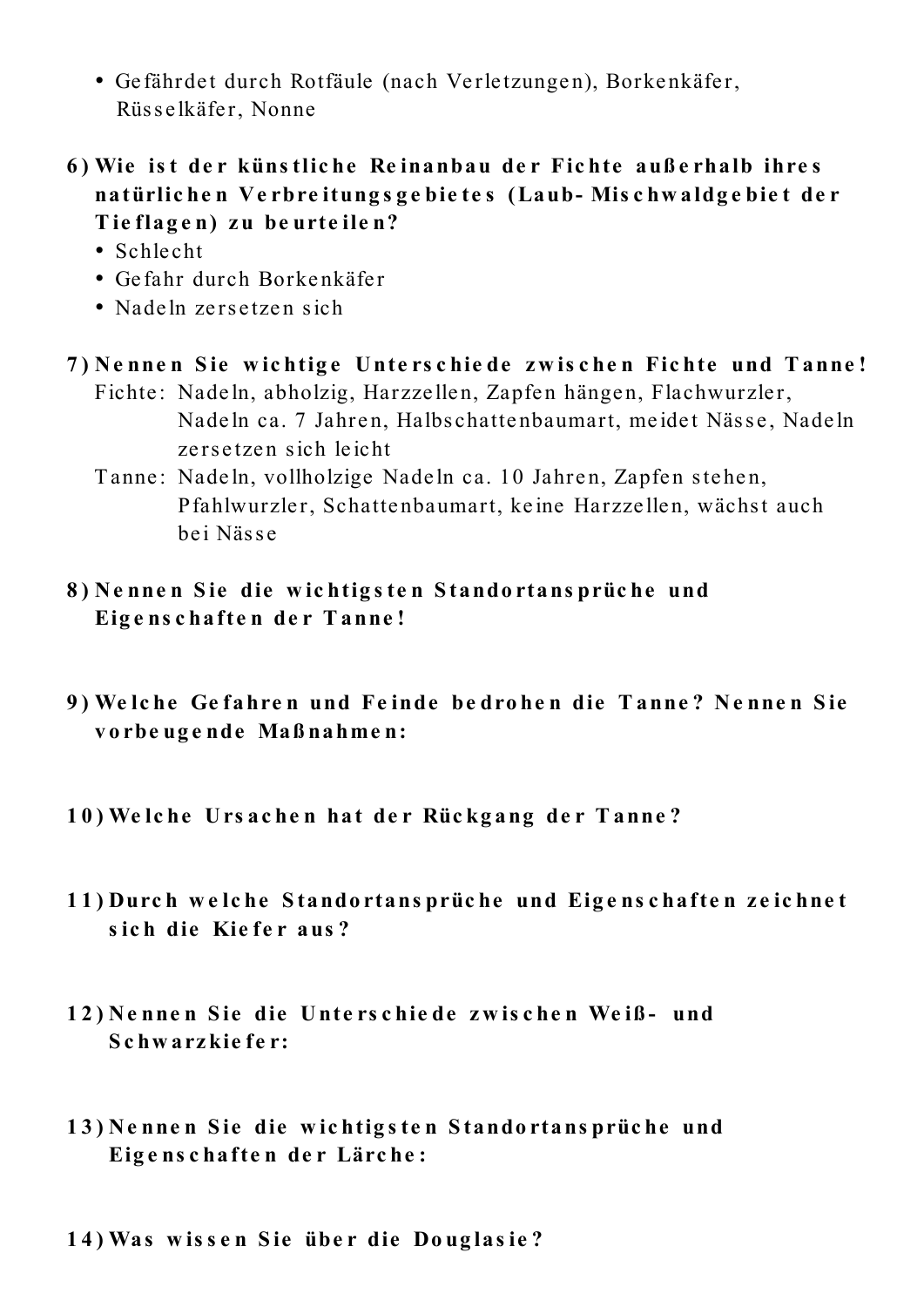- Gefährdet durch Rotfäule (nach Verletzungen), Borkenkäfer, Rüsselkäfer, Nonne

**6) Wie ist der künstliche Reinanbau der Fichte außerhalb ihres natürlichen Verbreitungsgebietes (Laub- Mischwaldgebiet der Tieflagen) zu beurteilen?**

- Schlecht
- Gefahr durch Borkenkäfer
- Nadeln zersetzen sich

**7) Nennen Sie wichtige Unterschiede zwischen Fichte und Tanne!**

Fichte: Nadeln, abholzig, Harzzellen, Zapfen hängen, Flachwurzler, Nadeln ca. 7 Jahren, Halbschattenbaumart, meidet Nässe, Nadeln zersetzen sich leicht

Tanne: Nadeln, vollholzige Nadeln ca. 10 Jahren, Zapfen stehen, Pfahlwurzler, Schattenbaumart, keine Harzzellen, wächst auch bei Nässe

**8) Nennen Sie die wichtigsten Standortansprüche und Eigenschaften der Tanne!**

**9) Welche Gefahren und Feinde bedrohen die Tanne? Nennen Sie vorbeugende Maßnahmen:**

**10) Welche Ursachen hat der Rückgang der Tanne?**

**11) Durch welche Standortansprüche und Eigenschaften zeichnet sich die Kiefer aus?**

**12) Nennen Sie die Unterschiede zwischen Weiß- und Schwarzkiefer:**

**13) Nennen Sie die wichtigsten Standortansprüche und Eigenschaften der Lärche:**

**14) Was wissen Sie über die Douglasie?**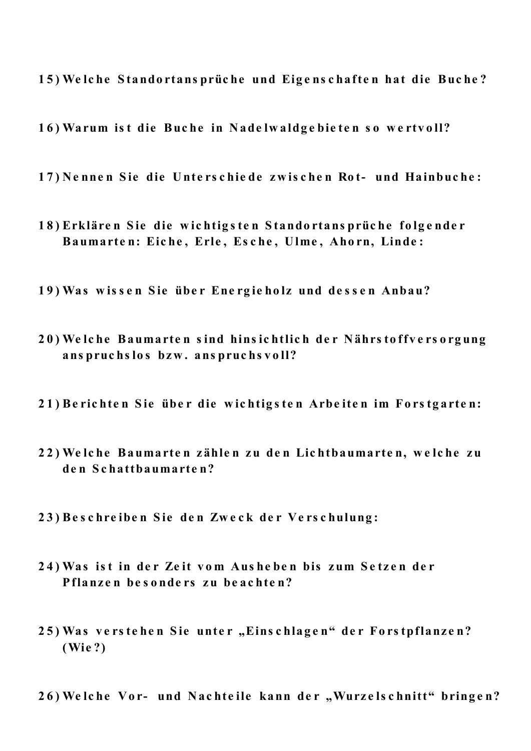**15) Welche Standortansprüche und Eigenschaften hat die Buche?**

**16) Warum ist die Buche in Nadelwaldgebieten so wertvoll?**

**17) Nennen Sie die Unterschiede zwischen Rot- und Hainbuche:**

**18) Erklären Sie die wichtigsten Standortansprüche folgender Baumarten: Eiche, Erle, Esche, Ulme, Ahorn, Linde:**

**19) Was wissen Sie über Energieholz und dessen Anbau?**

**20) Welche Baumarten sind hinsichtlich der Nährstoffversorgung anspruchslos bzw. anspruchsvoll?**

**21) Berichten Sie über die wichtigsten Arbeiten im Forstgarten:**

**22) Welche Baumarten zählen zu den Lichtbaumarten, welche zu den Schattbaumarten?**

**23) Beschreiben Sie den Zweck der Verschulung:**

**24) Was ist in der Zeit vom Ausheben bis zum Setzen der Pflanzen besonders zu beachten?**

**25) Was verstehen Sie unter „Einschlagen" der Forstpflanzen? (Wie?)**

**26) Welche Vor- und Nachteile kann der „Wurzelschnitt" bringen?**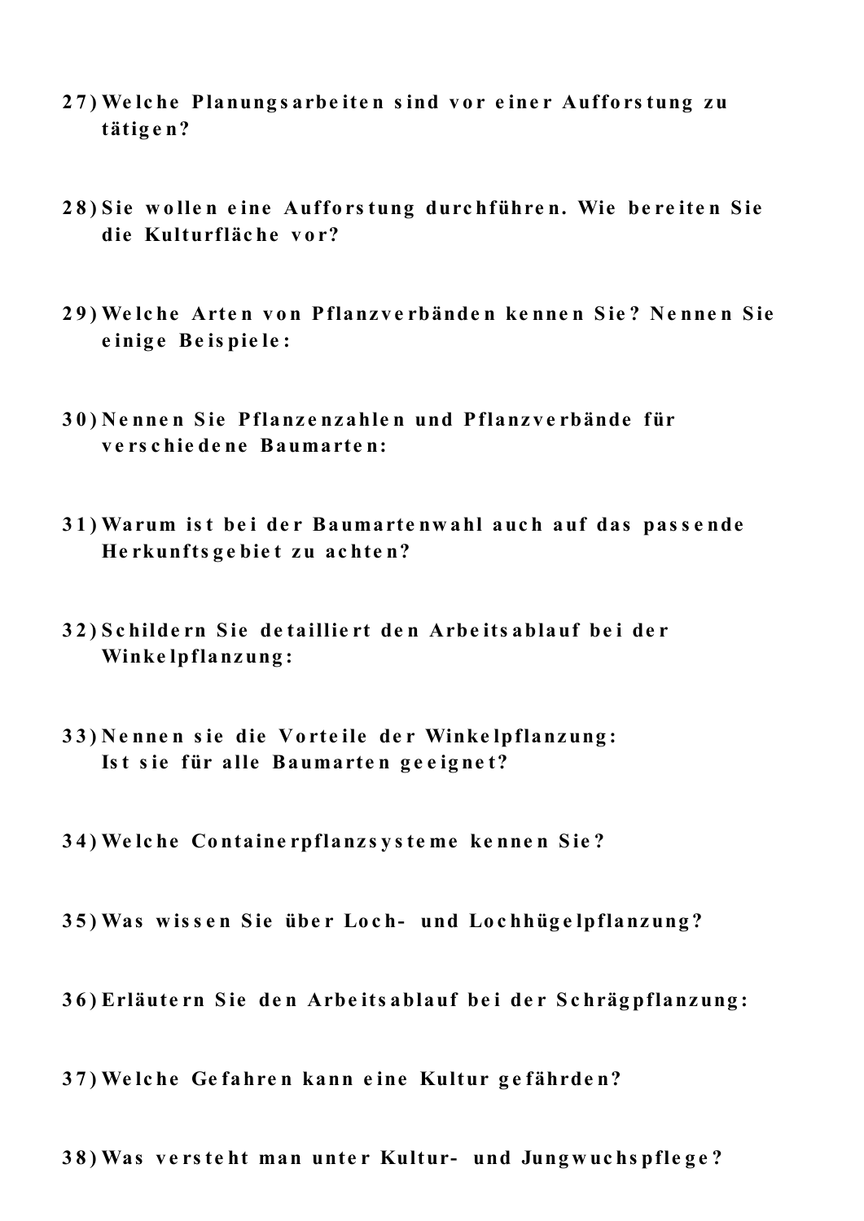**27) Welche Planungsarbeiten sind vor einer Aufforstung zu tätigen?**

**28) Sie wollen eine Aufforstung durchführen. Wie bereiten Sie die Kulturfläche vor?**

**29) Welche Arten von Pflanzverbänden kennen Sie? Nennen Sie einige Beispiele:**

**30) Nennen Sie Pflanzenzahlen und Pflanzverbände für verschiedene Baumarten:**

**31) Warum ist bei der Baumartenwahl auch auf das passende Herkunftsgebiet zu achten?**

**32) Schildern Sie detailliert den Arbeitsablauf bei der Winkelpflanzung:**

**33) Nennen sie die Vorteile der Winkelpflanzung: Ist sie für alle Baumarten geeignet?**

**34) Welche Containerpflanzsysteme kennen Sie?**

**35) Was wissen Sie über Loch- und Lochhügelpflanzung?**

**36) Erläutern Sie den Arbeitsablauf bei der Schrägpflanzung:**

**37) Welche Gefahren kann eine Kultur gefährden?**

**38) Was versteht man unter Kultur- und Jungwuchspflege?**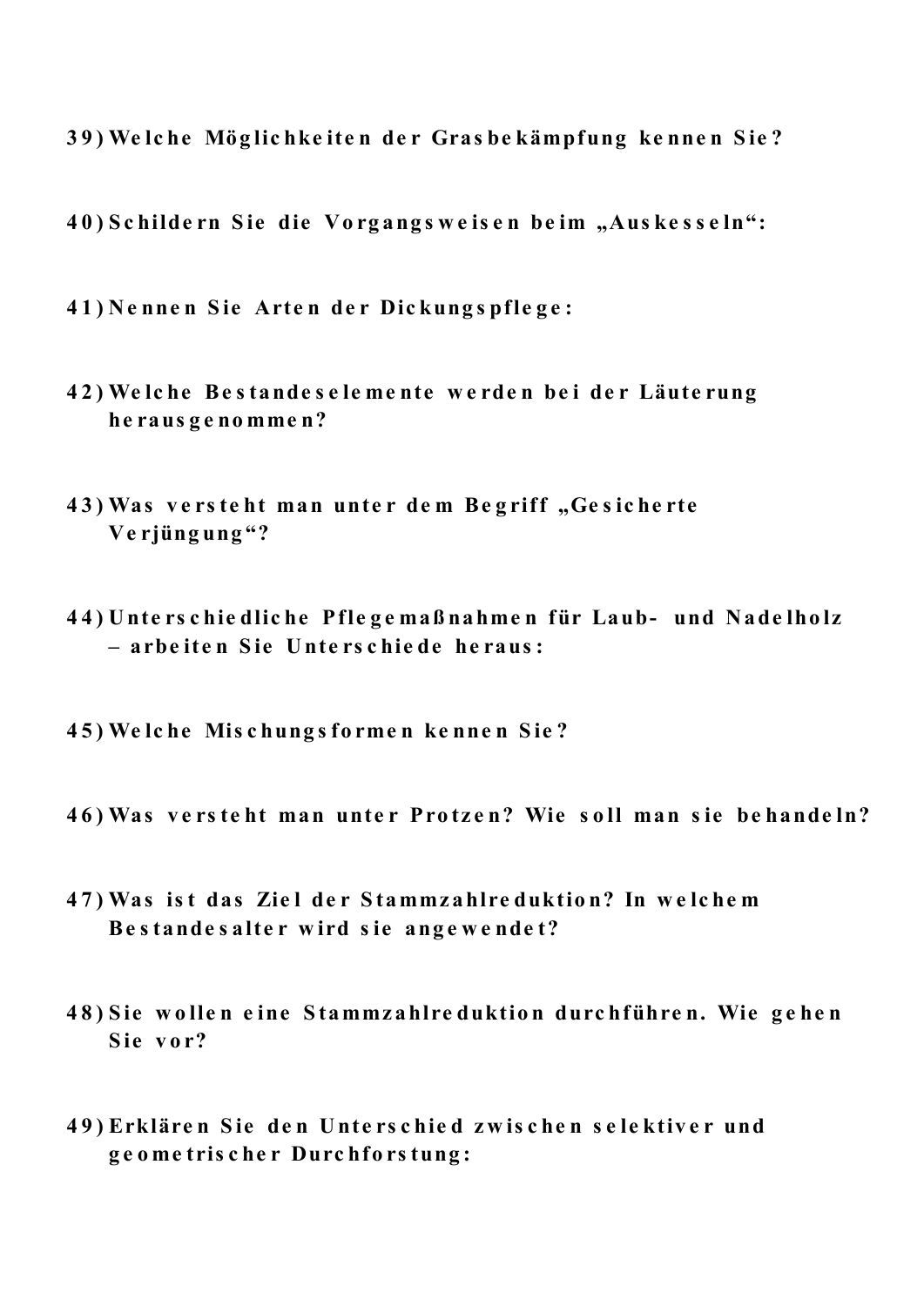**39) Welche Möglichkeiten der Grasbekämpfung kennen Sie?**

**40) Schildern Sie die Vorgangsweisen beim „Auskesseln":**

**41) Nennen Sie Arten der Dickungspflege:**

**42) Welche Bestandeselemente werden bei der Läuterung herausgenommen?**

**43) Was versteht man unter dem Begriff „Gesicherte Verjüngung"?**

**44) Unterschiedliche Pflegemaßnahmen für Laub- und Nadelholz – arbeiten Sie Unterschiede heraus:**

**45) Welche Mischungsformen kennen Sie?**

**46) Was versteht man unter Protzen? Wie soll man sie behandeln?**

**47) Was ist das Ziel der Stammzahlreduktion? In welchem Bestandesalter wird sie angewendet?**

**48) Sie wollen eine Stammzahlreduktion durchführen. Wie gehen Sie vor?**

**49) Erklären Sie den Unterschied zwischen selektiver und geometrischer Durchforstung:**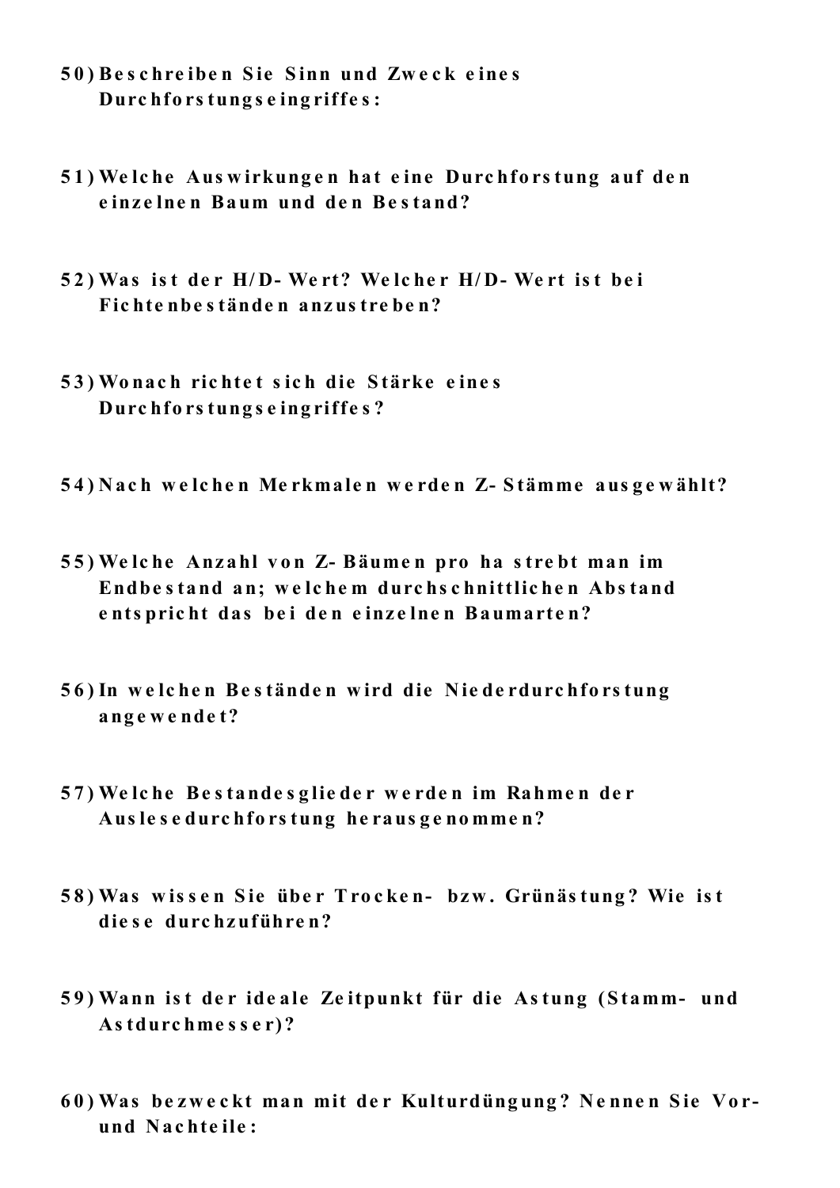**50) Beschreiben Sie Sinn und Zweck eines Durchforstungseingriffes:**

**51) Welche Auswirkungen hat eine Durchforstung auf den einzelnen Baum und den Bestand?**

**52) Was ist der H/D- Wert? Welcher H/D- Wert ist bei Fichtenbeständen anzustreben?**

**53) Wonach richtet sich die Stärke eines Durchforstungseingriffes?**

**54) Nach welchen Merkmalen werden Z- Stämme ausgewählt?**

**55) Welche Anzahl von Z- Bäumen pro ha strebt man im Endbestand an; welchem durchschnittlichen Abstand entspricht das bei den einzelnen Baumarten?**

**56) In welchen Beständen wird die Niederdurchforstung angewendet?**

**57) Welche Bestandesglieder werden im Rahmen der Auslesedurchforstung herausgenommen?**

**58) Was wissen Sie über Trocken- bzw. Grünästung? Wie ist diese durchzuführen?**

**59) Wann ist der ideale Zeitpunkt für die Astung (Stamm- und Astdurchmesser)?**

**60) Was bezweckt man mit der Kulturdüngung? Nennen Sie Vor- und Nachteile:**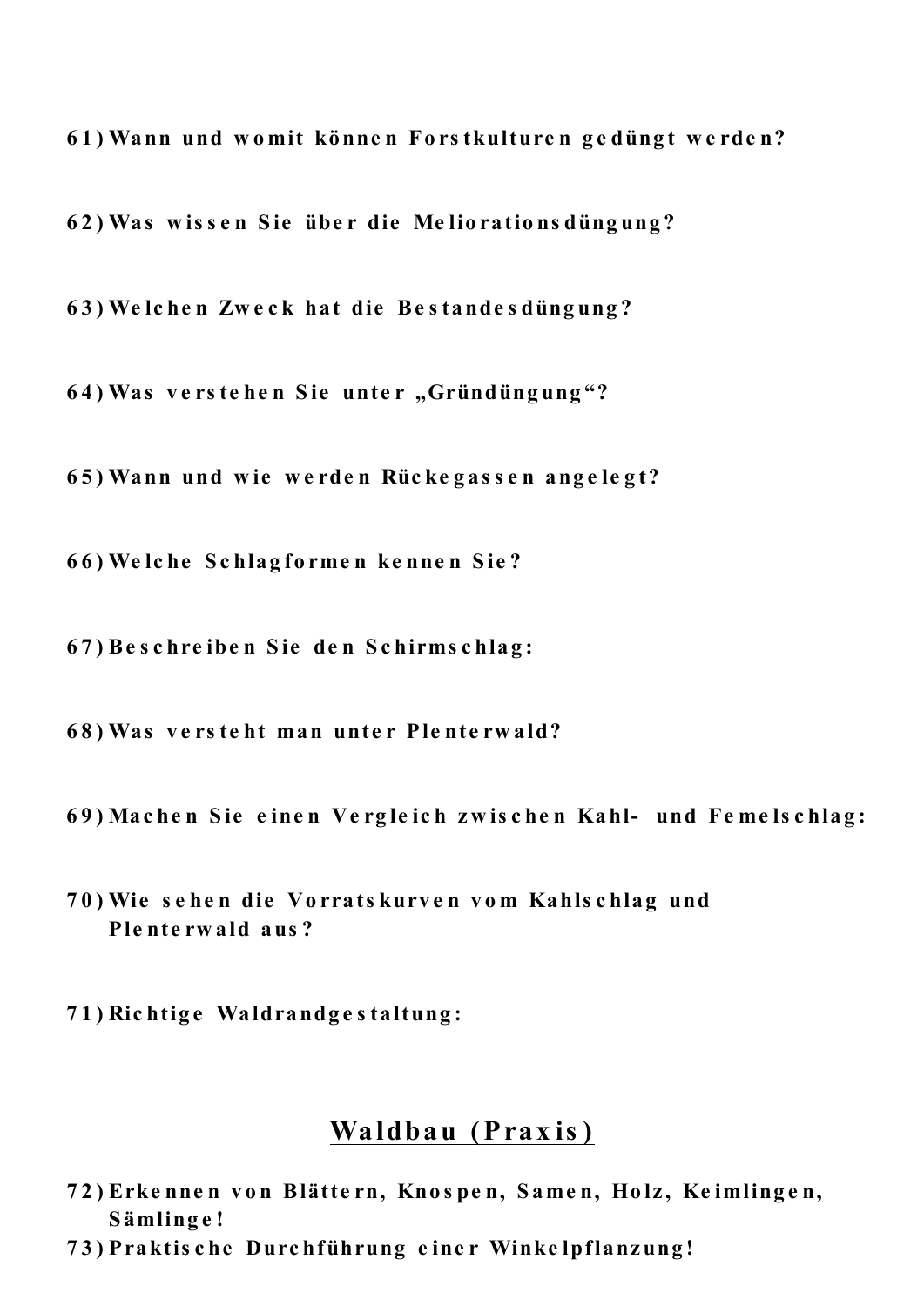61) **Wann und womit können Forstkulturen gedüngt werden?**

62) **Was wissen Sie über die Meliorationsdüngung?**

63) **Welchen Zweck hat die Bestandesdüngung?**

64) **Was verstehen Sie unter „Gründüngung"?**

65) **Wann und wie werden Rückegassen angelegt?**

66) **Welche Schlagformen kennen Sie?**

67) **Beschreiben Sie den Schirmschlag:**

68) **Was versteht man unter Plenterwald?**

69) **Machen Sie einen Vergleich zwischen Kahl- und Femelschlag:**

70) **Wie sehen die Vorratskurven vom Kahlschlag und Plenterwald aus?**

71) **Richtige Waldrandgestaltung:**

## Waldbau (Praxis)

72) **Erkennen von Blättern, Knospen, Samen, Holz, Keimlingen, Sämlinge!**

73) **Praktische Durchführung einer Winkelpflanzung!**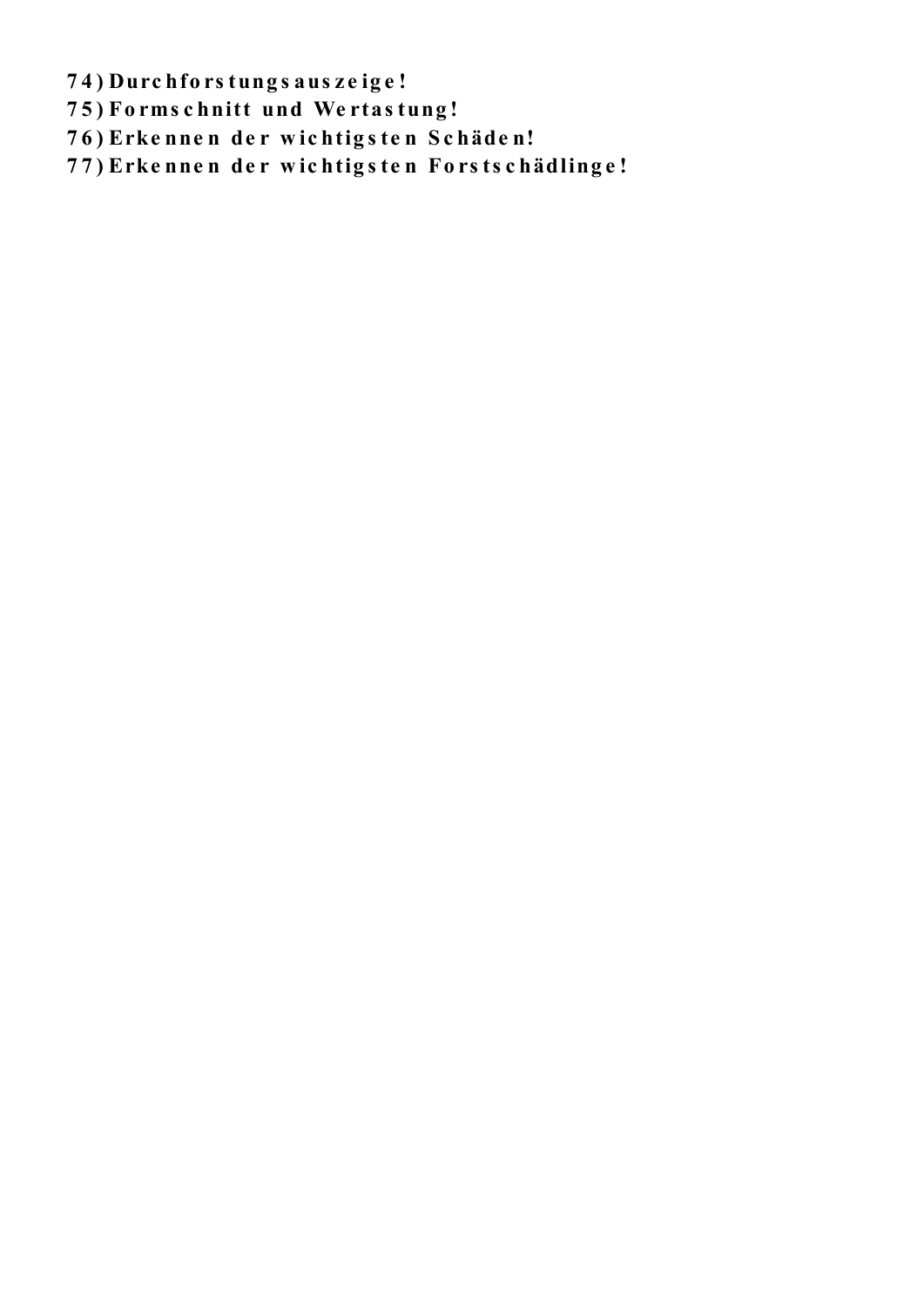**74) Durchforstungsauszeige!**
**75) Formschnitt und Wertastung!**
**76) Erkennen der wichtigsten Schäden!**
**77) Erkennen der wichtigsten Forstschädlinge!**